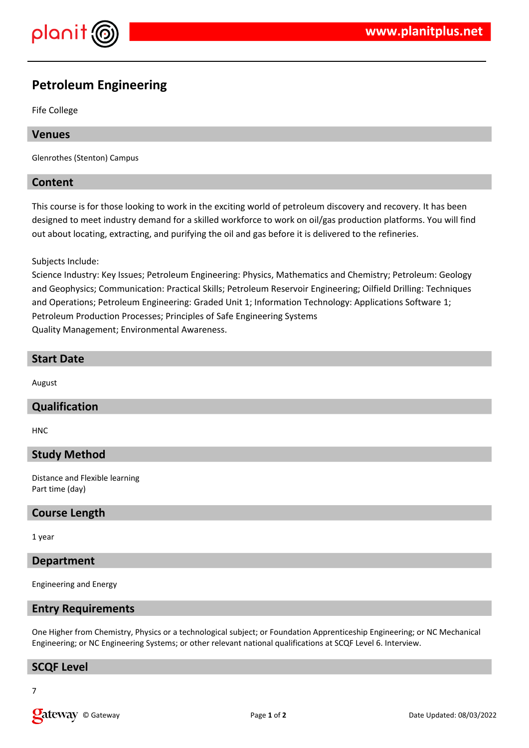# Petroleum Engineering

Fife College

## Venues

Glenrothes (Stenton) Campus

## Content

This course is for those looking to work in the exciting world of petroleum discovery and recovery. It has been designed to meet industry demand for a skilled workforce to work on oil/gas production platforms. You will find out about locating, extracting, and purifying the oil and gas before it is delivered to the refineries.

Subjects Include:
Science Industry: Key Issues; Petroleum Engineering: Physics, Mathematics and Chemistry; Petroleum: Geology and Geophysics; Communication: Practical Skills; Petroleum Reservoir Engineering; Oilfield Drilling: Techniques and Operations; Petroleum Engineering: Graded Unit 1; Information Technology: Applications Software 1; Petroleum Production Processes; Principles of Safe Engineering Systems
Quality Management; Environmental Awareness.

## Start Date

August

## Qualification

HNC

## Study Method

Distance and Flexible learning
Part time (day)

## Course Length

1 year

## Department

Engineering and Energy

## Entry Requirements

One Higher from Chemistry, Physics or a technological subject; or Foundation Apprenticeship Engineering; or NC Mechanical Engineering; or NC Engineering Systems; or other relevant national qualifications at SCQF Level 6. Interview.

## SCQF Level

7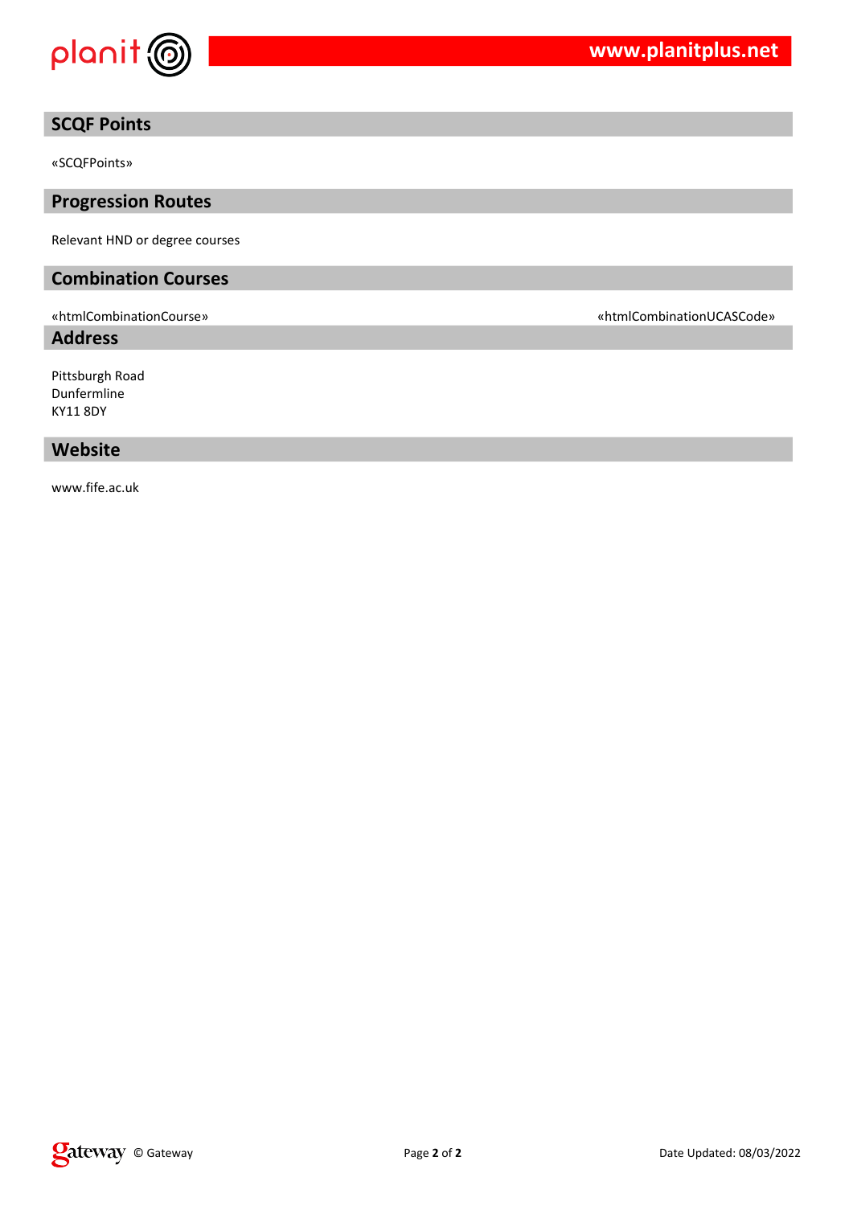## SCQF Points

«SCQFPoints»

## Progression Routes

Relevant HND or degree courses

## Combination Courses

«htmlCombinationCourse» «htmlCombinationUCASCode»

## Address

Pittsburgh Road
Dunfermline
KY11 8DY

## Website

www.fife.ac.uk